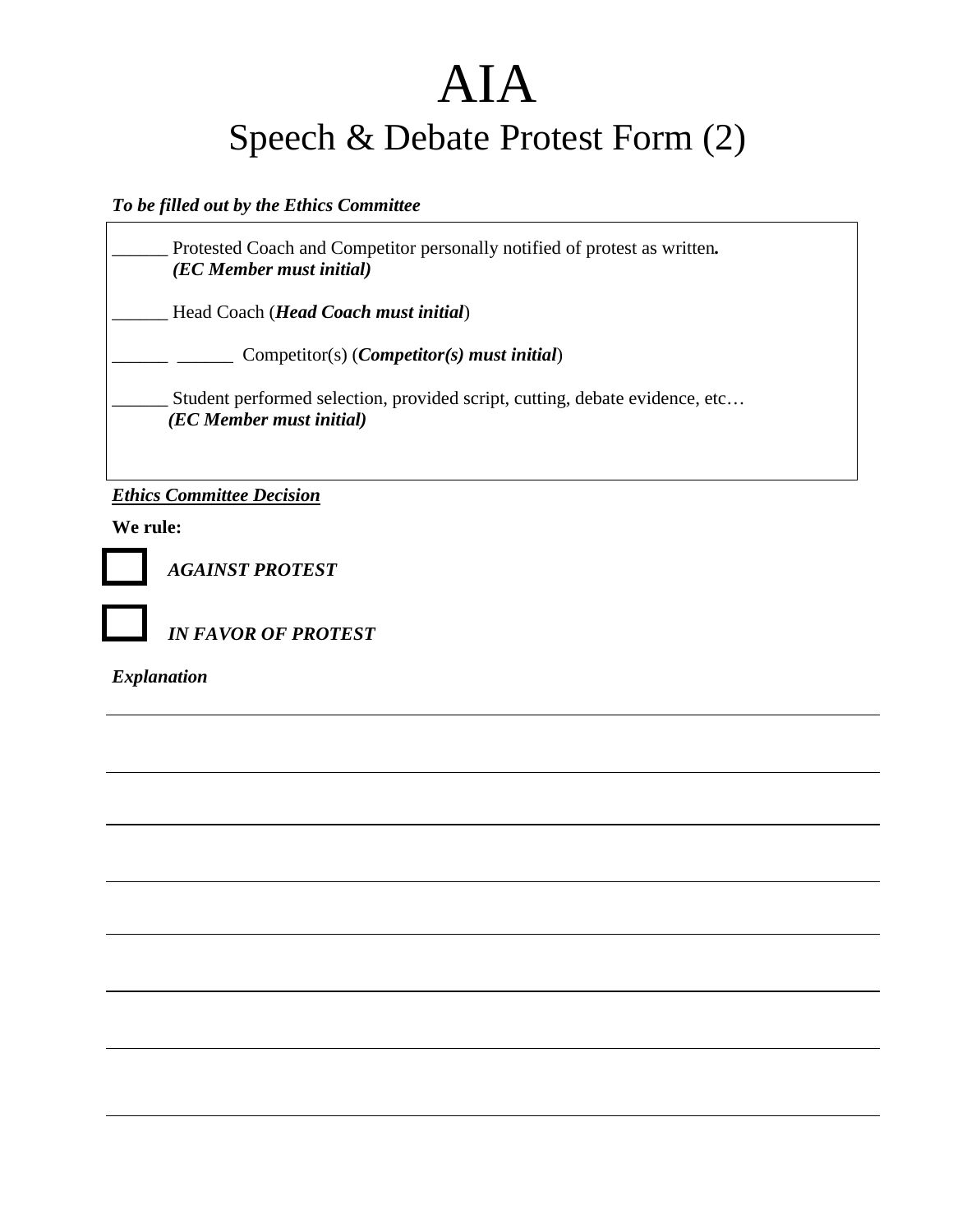# AIA

## Speech & Debate Protest Form (2)

***To be filled out by the Ethics Committee***

______ Protested Coach and Competitor personally notified of protest as written.
***(EC Member must initial)***

______ Head Coach (***Head Coach must initial***)

______ ______ Competitor(s) (***Competitor(s) must initial***)

______ Student performed selection, provided script, cutting, debate evidence, etc…
***(EC Member must initial)***

***Ethics Committee Decision***

**We rule:**

☐ ***AGAINST PROTEST***

☐ ***IN FAVOR OF PROTEST***

***Explanation***

______________________________________________________________________________

______________________________________________________________________________

______________________________________________________________________________

______________________________________________________________________________

______________________________________________________________________________

______________________________________________________________________________

______________________________________________________________________________

______________________________________________________________________________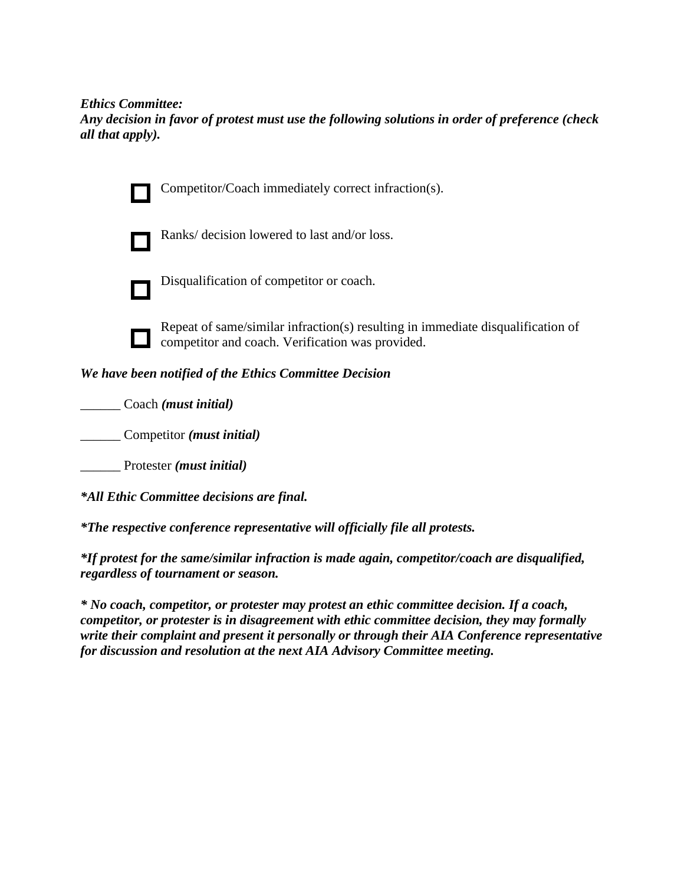***Ethics Committee:***
***Any decision in favor of protest must use the following solutions in order of preference (check all that apply).***

- ☐ Competitor/Coach immediately correct infraction(s).
- ☐ Ranks/ decision lowered to last and/or loss.
- ☐ Disqualification of competitor or coach.
- ☐ Repeat of same/similar infraction(s) resulting in immediate disqualification of competitor and coach. Verification was provided.

***We have been notified of the Ethics Committee Decision***

______ Coach ***(must initial)***

______ Competitor ***(must initial)***

______ Protester ***(must initial)***

****All Ethic Committee decisions are final.***

****The respective conference representative will officially file all protests.***

****If protest for the same/similar infraction is made again, competitor/coach are disqualified, regardless of tournament or season.***

**** No coach, competitor, or protester may protest an ethic committee decision. If a coach, competitor, or protester is in disagreement with ethic committee decision, they may formally write their complaint and present it personally or through their AIA Conference representative for discussion and resolution at the next AIA Advisory Committee meeting.***